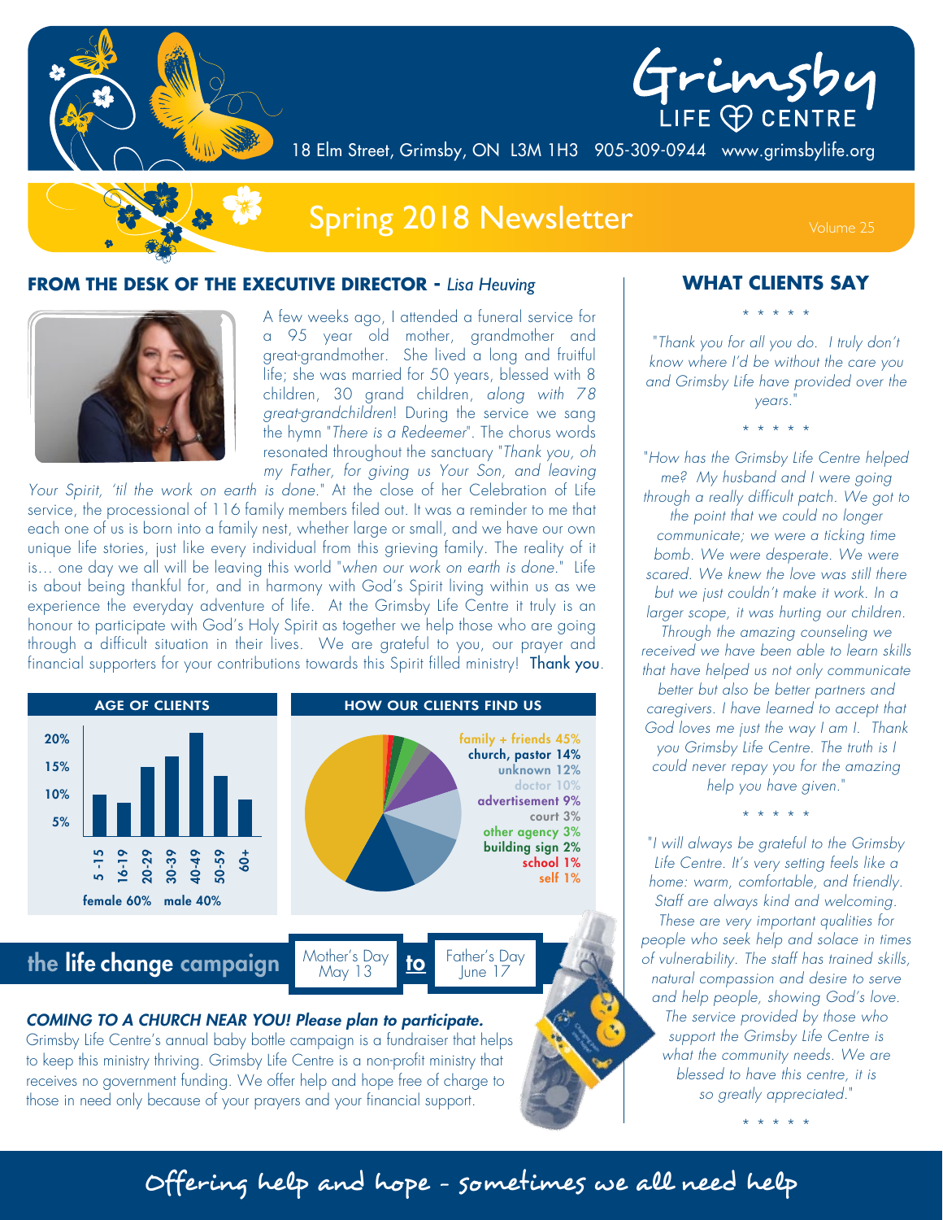# Grimsby LIFE CENTRE

18 Elm Street, Grimsby, ON L3M 1H3 905-309-0944 www.grimsbylife.org

## Spring 2018 Newsletter

Volume 25

### FROM THE DESK OF THE EXECUTIVE DIRECTOR - *Lisa Heuving*

A few weeks ago, I attended a funeral service for a 95 year old mother, grandmother and great-grandmother. She lived a long and fruitful life; she was married for 50 years, blessed with 8 children, 30 grand children, *along with 78 great-grandchildren*! During the service we sang the hymn "*There is a Redeemer*". The chorus words resonated throughout the sanctuary "*Thank you, oh my Father, for giving us Your Son, and leaving Your Spirit, 'til the work on earth is done.*" At the close of her Celebration of Life service, the processional of 116 family members filed out. It was a reminder to me that each one of us is born into a family nest, whether large or small, and we have our own unique life stories, just like every individual from this grieving family. The reality of it is… one day we all will be leaving this world "*when our work on earth is done.*" Life is about being thankful for, and in harmony with God's Spirit living within us as we experience the everyday adventure of life. At the Grimsby Life Centre it truly is an honour to participate with God's Holy Spirit as together we help those who are going through a difficult situation in their lives. We are grateful to you, our prayer and financial supporters for your contributions towards this Spirit filled ministry! Thank you.

### AGE OF CLIENTS

| Age | Approx. % |
|---|---|
| 5-15 | ~10% |
| 16-19 | ~8% |
| 20-29 | ~17% |
| 30-39 | ~19% |
| 40-49 | ~25% |
| 50-59 | ~14% |
| 60+ | ~9% |

female 60% male 40%

### HOW OUR CLIENTS FIND US

| Source | % |
|---|---|
| family + friends | 45% |
| church, pastor | 14% |
| unknown | 12% |
| doctor | 10% |
| advertisement | 9% |
| court | 3% |
| other agency | 3% |
| building sign | 2% |
| school | 1% |
| self | 1% |

## the life change campaign

Mother's Day May 13 **to** Father's Day June 17

***COMING TO A CHURCH NEAR YOU! Please plan to participate.***

Grimsby Life Centre's annual baby bottle campaign is a fundraiser that helps to keep this ministry thriving. Grimsby Life Centre is a non-profit ministry that receives no government funding. We offer help and hope free of charge to those in need only because of your prayers and your financial support.

### WHAT CLIENTS SAY

\* \* \* \* \*

*"Thank you for all you do. I truly don't know where I'd be without the care you and Grimsby Life have provided over the years."*

\* \* \* \* \*

*"How has the Grimsby Life Centre helped me? My husband and I were going through a really difficult patch. We got to the point that we could no longer communicate; we were a ticking time bomb. We were desperate. We were scared. We knew the love was still there but we just couldn't make it work. In a larger scope, it was hurting our children. Through the amazing counseling we received we have been able to learn skills that have helped us not only communicate better but also be better partners and caregivers. I have learned to accept that God loves me just the way I am I. Thank you Grimsby Life Centre. The truth is I could never repay you for the amazing help you have given."*

\* \* \* \* \*

*"I will always be grateful to the Grimsby Life Centre. It's very setting feels like a home: warm, comfortable, and friendly. Staff are always kind and welcoming. These are very important qualities for people who seek help and solace in times of vulnerability. The staff has trained skills, natural compassion and desire to serve and help people, showing God's love. The service provided by those who support the Grimsby Life Centre is what the community needs. We are blessed to have this centre, it is so greatly appreciated."*

\* \* \* \* \*

**Offering help and hope - sometimes we all need help**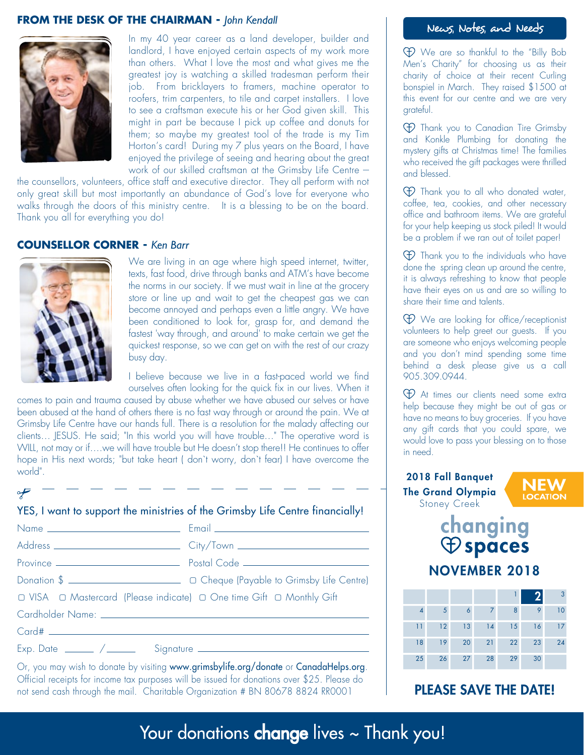## FROM THE DESK OF THE CHAIRMAN - *John Kendall*

In my 40 year career as a land developer, builder and landlord, I have enjoyed certain aspects of my work more than others. What I love the most and what gives me the greatest joy is watching a skilled tradesman perform their job. From bricklayers to framers, machine operator to roofers, trim carpenters, to tile and carpet installers. I love to see a craftsman execute his or her God given skill. This might in part be because I pick up coffee and donuts for them; so maybe my greatest tool of the trade is my Tim Horton's card! During my 7 plus years on the Board, I have enjoyed the privilege of seeing and hearing about the great work of our skilled craftsman at the Grimsby Life Centre – the counsellors, volunteers, office staff and executive director. They all perform with not only great skill but most importantly an abundance of God's love for everyone who walks through the doors of this ministry centre. It is a blessing to be on the board. Thank you all for everything you do!

## COUNSELLOR CORNER - *Ken Barr*

We are living in an age where high speed internet, twitter, texts, fast food, drive through banks and ATM's have become the norms in our society. If we must wait in line at the grocery store or line up and wait to get the cheapest gas we can become annoyed and perhaps even a little angry. We have been conditioned to look for, grasp for, and demand the fastest 'way through, and around' to make certain we get the quickest response, so we can get on with the rest of our crazy busy day.

I believe because we live in a fast-paced world we find ourselves often looking for the quick fix in our lives. When it comes to pain and trauma caused by abuse whether we have abused our selves or have been abused at the hand of others there is no fast way through or around the pain. We at Grimsby Life Centre have our hands full. There is a resolution for the malady affecting our clients… JESUS. He said; "In this world you will have trouble…" The operative word is WILL, not may or if….we will have trouble but He doesn't stop there!! He continues to offer hope in His next words; "but take heart ( don`t worry, don`t fear) I have overcome the world".

---

YES, I want to support the ministries of the Grimsby Life Centre financially!

Name ______________________ Email ______________________

Address ______________________ City/Town ______________________

Province ______________________ Postal Code ______________________

Donation $ ______________________ ▢ Cheque (Payable to Grimsby Life Centre)

▢ VISA ▢ Mastercard (Please indicate) ▢ One time Gift ▢ Monthly Gift

Cardholder Name: ______________________

Card# ______________________

Exp. Date _____ / _____ Signature ______________________

Or, you may wish to donate by visiting www.grimsbylife.org/donate or CanadaHelps.org. Official receipts for income tax purposes will be issued for donations over $25. Please do not send cash through the mail. Charitable Organization # BN 80678 8824 RR0001

## News, Notes, and Needs

- We are so thankful to the "Billy Bob Men's Charity" for choosing us as their charity of choice at their recent Curling bonspiel in March. They raised $1500 at this event for our centre and we are very grateful.
- Thank you to Canadian Tire Grimsby and Konkle Plumbing for donating the mystery gifts at Christmas time! The families who received the gift packages were thrilled and blessed.
- Thank you to all who donated water, coffee, tea, cookies, and other necessary office and bathroom items. We are grateful for your help keeping us stock piled! It would be a problem if we ran out of toilet paper!
- Thank you to the individuals who have done the spring clean up around the centre, it is always refreshing to know that people have their eyes on us and are so willing to share their time and talents.
- We are looking for office/receptionist volunteers to help greet our guests. If you are someone who enjoys welcoming people and you don't mind spending some time behind a desk please give us a call 905.309.0944.
- At times our clients need some extra help because they might be out of gas or have no means to buy groceries. If you have any gift cards that you could spare, we would love to pass your blessing on to those in need.

**2018 Fall Banquet**
**The Grand Olympia**
Stoney Creek

**NEW LOCATION**

**changing spaces**

**NOVEMBER 2018**

| | | | | | | |
|---|---|---|---|---|---|---|
| | | | | 1 | **2** | 3 |
| 4 | 5 | 6 | 7 | 8 | 9 | 10 |
| 11 | 12 | 13 | 14 | 15 | 16 | 17 |
| 18 | 19 | 20 | 21 | 22 | 23 | 24 |
| 25 | 26 | 27 | 28 | 29 | 30 | |

**PLEASE SAVE THE DATE!**

Your donations **change** lives ~ Thank you!